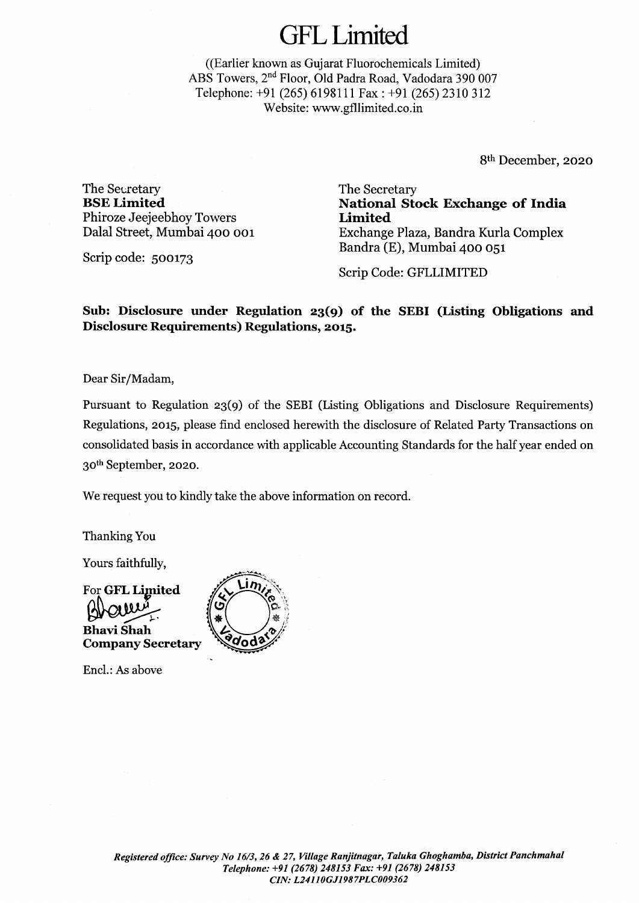# GFL Limited

((Earlier known as Gujarat Fluorochemicals Limited)
ABS Towers, 2nd Floor, Old Padra Road, Vadodara 390 007
Telephone: +91 (265) 6198111 Fax : +91 (265) 2310 312
Website: www.gfllimited.co.in

8th December, 2020

The Secretary
**BSE Limited**
Phiroze Jeejeebhoy Towers
Dalal Street, Mumbai 400 001

Scrip code: 500173

The Secretary
**National Stock Exchange of India Limited**
Exchange Plaza, Bandra Kurla Complex
Bandra (E), Mumbai 400 051

Scrip Code: GFLLIMITED

**Sub: Disclosure under Regulation 23(9) of the SEBI (Listing Obligations and Disclosure Requirements) Regulations, 2015.**

Dear Sir/Madam,

Pursuant to Regulation 23(9) of the SEBI (Listing Obligations and Disclosure Requirements) Regulations, 2015, please find enclosed herewith the disclosure of Related Party Transactions on consolidated basis in accordance with applicable Accounting Standards for the half year ended on 30th September, 2020.

We request you to kindly take the above information on record.

Thanking You

Yours faithfully,

For **GFL Limited**

**Bhavi Shah**
**Company Secretary**

Encl.: As above

*Registered office: Survey No 16/3, 26 & 27, Village Ranjitnagar, Taluka Ghoghamba, District Panchmahal*
*Telephone: +91 (2678) 248153 Fax: +91 (2678) 248153*
*CIN: L24110GJ1987PLC009362*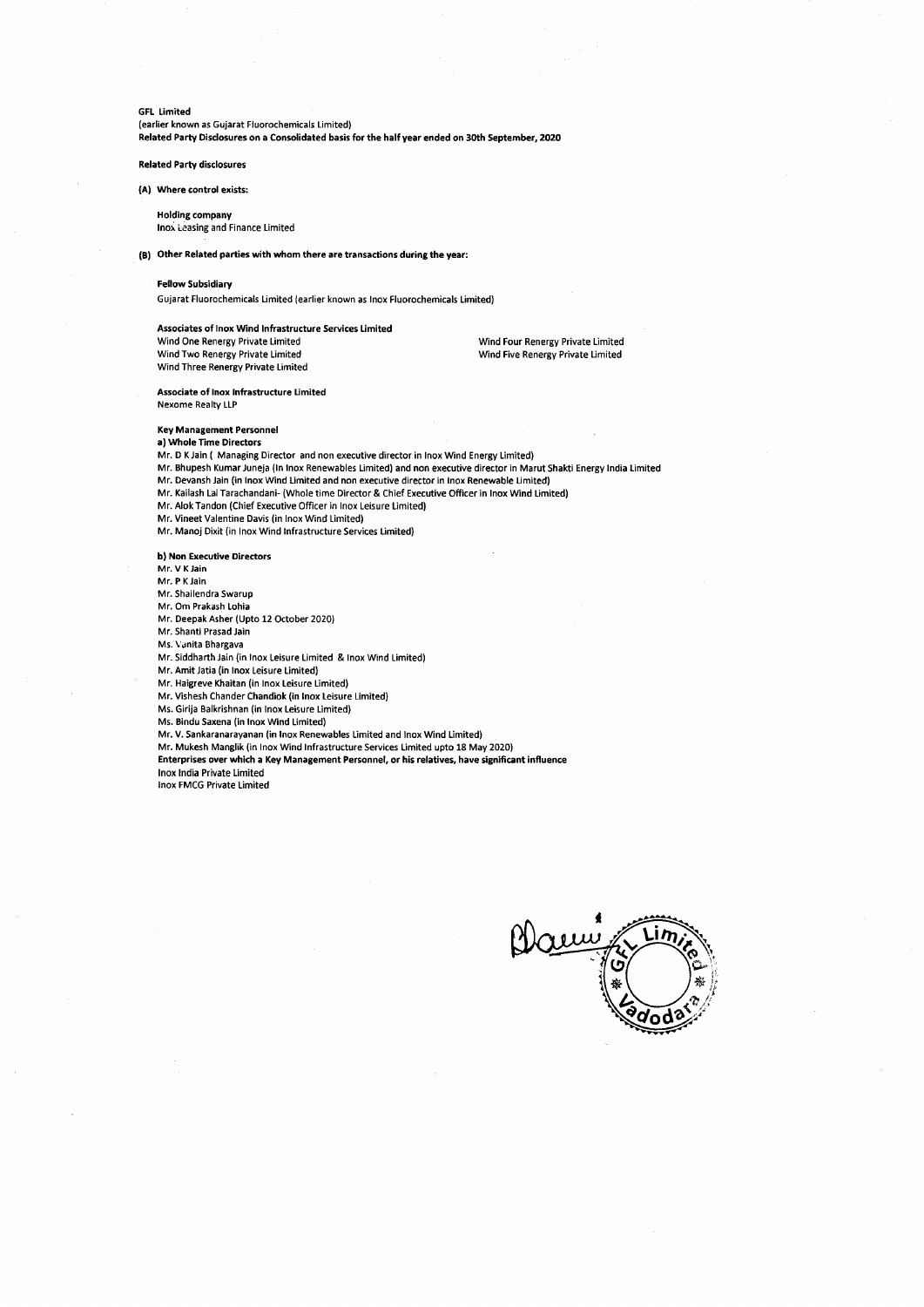**GFL Limited**
(earlier known as Gujarat Fluorochemicals Limited)
**Related Party Disclosures on a Consolidated basis for the half year ended on 30th September, 2020**

**Related Party disclosures**

**(A) Where control exists:**

**Holding company**
Inox Leasing and Finance Limited

**(B) Other Related parties with whom there are transactions during the year:**

**Fellow Subsidiary**
Gujarat Fluorochemicals Limited (earlier known as Inox Fluorochemicals Limited)

**Associates of Inox Wind Infrastructure Services Limited**
Wind One Renergy Private Limited
Wind Two Renergy Private Limited
Wind Three Renergy Private Limited
Wind Four Renergy Private Limited
Wind Five Renergy Private Limited

**Associate of Inox Infrastructure Limited**
Nexome Realty LLP

**Key Management Personnel**
**a) Whole Time Directors**
Mr. D K Jain ( Managing Director and non executive director in Inox Wind Energy Limited)
Mr. Bhupesh Kumar Juneja (In Inox Renewables Limited) and non executive director in Marut Shakti Energy India Limited
Mr. Devansh Jain (in Inox Wind Limited and non executive director in Inox Renewable Limited)
Mr. Kailash Lal Tarachandani- (Whole time Director & Chief Executive Officer in Inox Wind Limited)
Mr. Alok Tandon (Chief Executive Officer in Inox Leisure Limited)
Mr. Vineet Valentine Davis (in Inox Wind Limited)
Mr. Manoj Dixit (in Inox Wind Infrastructure Services Limited)

**b) Non Executive Directors**
Mr. V K Jain
Mr. P K Jain
Mr. Shailendra Swarup
Mr. Om Prakash Lohia
Mr. Deepak Asher (Upto 12 October 2020)
Mr. Shanti Prasad Jain
Ms. Vanita Bhargava
Mr. Siddharth Jain (in Inox Leisure Limited & Inox Wind Limited)
Mr. Amit Jatia (in Inox Leisure Limited)
Mr. Haigreve Khaitan (in Inox Leisure Limited)
Mr. Vishesh Chander Chandiok (in Inox Leisure Limited)
Ms. Girija Balkrishnan (in Inox Leisure Limited)
Ms. Bindu Saxena (in Inox Wind Limited)
Mr. V. Sankaranarayanan (in Inox Renewables Limited and Inox Wind Limited)
Mr. Mukesh Manglik (in Inox Wind Infrastructure Services Limited upto 18 May 2020)
**Enterprises over which a Key Management Personnel, or his relatives, have significant influence**
Inox India Private Limited
Inox FMCG Private Limited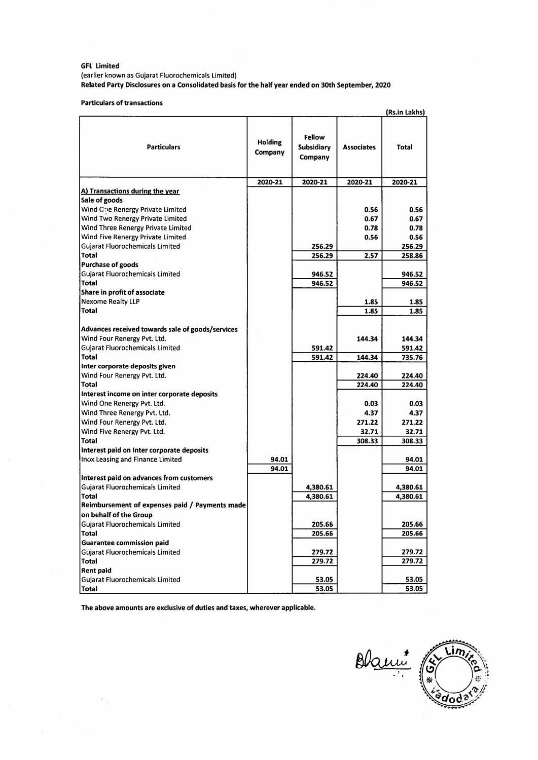**GFL Limited**

(earlier known as Gujarat Fluorochemicals Limited)

**Related Party Disclosures on a Consolidated basis for the half year ended on 30th September, 2020**

**Particulars of transactions**

(Rs.in Lakhs)

| Particulars | Holding Company | Fellow Subsidiary Company | Associates | Total |
|---|---|---|---|---|
| | 2020-21 | 2020-21 | 2020-21 | 2020-21 |
| **A) Transactions during the year** | | | | |
| **Sale of goods** | | | | |
| Wind One Renergy Private Limited | | | 0.56 | 0.56 |
| Wind Two Renergy Private Limited | | | 0.67 | 0.67 |
| Wind Three Renergy Private Limited | | | 0.78 | 0.78 |
| Wind Five Renergy Private Limited | | | 0.56 | 0.56 |
| Gujarat Fluorochemicals Limited | | 256.29 | | 256.29 |
| **Total** | | **256.29** | **2.57** | **258.86** |
| **Purchase of goods** | | | | |
| Gujarat Fluorochemicals Limited | | 946.52 | | 946.52 |
| **Total** | | **946.52** | | **946.52** |
| **Share in profit of associate** | | | | |
| Nexome Realty LLP | | | 1.85 | 1.85 |
| **Total** | | | **1.85** | **1.85** |
| **Advances received towards sale of goods/services** | | | | |
| Wind Four Renergy Pvt. Ltd. | | | 144.34 | 144.34 |
| Gujarat Fluorochemicals Limited | | 591.42 | | 591.42 |
| **Total** | | **591.42** | **144.34** | **735.76** |
| **Inter corporate deposits given** | | | | |
| Wind Four Renergy Pvt. Ltd. | | | 224.40 | 224.40 |
| **Total** | | | **224.40** | **224.40** |
| **Interest income on inter corporate deposits** | | | | |
| Wind One Renergy Pvt. Ltd. | | | 0.03 | 0.03 |
| Wind Three Renergy Pvt. Ltd. | | | 4.37 | 4.37 |
| Wind Four Renergy Pvt. Ltd. | | | 271.22 | 271.22 |
| Wind Five Renergy Pvt. Ltd. | | | 32.71 | 32.71 |
| **Total** | | | **308.33** | **308.33** |
| **Interest paid on Inter corporate deposits** | | | | |
| Inox Leasing and Finance Limited | 94.01 | | | 94.01 |
| | **94.01** | | | **94.01** |
| **Interest paid on advances from customers** | | | | |
| Gujarat Fluorochemicals Limited | | 4,380.61 | | 4,380.61 |
| **Total** | | **4,380.61** | | **4,380.61** |
| **Reimbursement of expenses paid / Payments made on behalf of the Group** | | | | |
| Gujarat Fluorochemicals Limited | | 205.66 | | 205.66 |
| **Total** | | **205.66** | | **205.66** |
| **Guarantee commission paid** | | | | |
| Gujarat Fluorochemicals Limited | | 279.72 | | 279.72 |
| **Total** | | **279.72** | | **279.72** |
| **Rent paid** | | | | |
| Gujarat Fluorochemicals Limited | | 53.05 | | 53.05 |
| **Total** | | **53.05** | | **53.05** |

**The above amounts are exclusive of duties and taxes, wherever applicable.**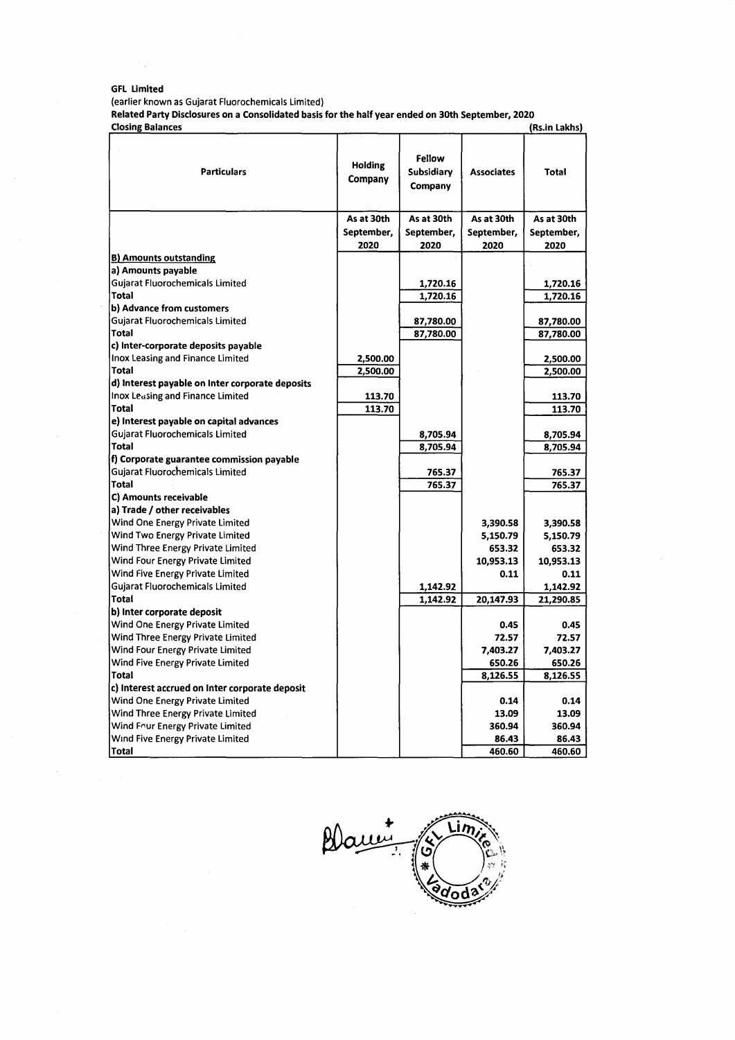**GFL Limited**

(earlier known as Gujarat Fluorochemicals Limited)

**Related Party Disclosures on a Consolidated basis for the half year ended on 30th September, 2020**

**Closing Balances** **(Rs.in Lakhs)**

| Particulars | Holding Company | Fellow Subsidiary Company | Associates | Total |
|---|---|---|---|---|
| | As at 30th September, 2020 | As at 30th September, 2020 | As at 30th September, 2020 | As at 30th September, 2020 |
| **B) Amounts outstanding** | | | | |
| **a) Amounts payable** | | | | |
| Gujarat Fluorochemicals Limited | | 1,720.16 | | 1,720.16 |
| **Total** | | 1,720.16 | | 1,720.16 |
| **b) Advance from customers** | | | | |
| Gujarat Fluorochemicals Limited | | 87,780.00 | | 87,780.00 |
| **Total** | | 87,780.00 | | 87,780.00 |
| **c) Inter-corporate deposits payable** | | | | |
| Inox Leasing and Finance Limited | 2,500.00 | | | 2,500.00 |
| **Total** | 2,500.00 | | | 2,500.00 |
| **d) Interest payable on Inter corporate deposits** | | | | |
| Inox Leasing and Finance Limited | 113.70 | | | 113.70 |
| **Total** | 113.70 | | | 113.70 |
| **e) Interest payable on capital advances** | | | | |
| Gujarat Fluorochemicals Limited | | 8,705.94 | | 8,705.94 |
| **Total** | | 8,705.94 | | 8,705.94 |
| **f) Corporate guarantee commission payable** | | | | |
| Gujarat Fluorochemicals Limited | | 765.37 | | 765.37 |
| **Total** | | 765.37 | | 765.37 |
| **C) Amounts receivable** | | | | |
| **a) Trade / other receivables** | | | | |
| Wind One Energy Private Limited | | | 3,390.58 | 3,390.58 |
| Wind Two Energy Private Limited | | | 5,150.79 | 5,150.79 |
| Wind Three Energy Private Limited | | | 653.32 | 653.32 |
| Wind Four Energy Private Limited | | | 10,953.13 | 10,953.13 |
| Wind Five Energy Private Limited | | | 0.11 | 0.11 |
| Gujarat Fluorochemicals Limited | | 1,142.92 | | 1,142.92 |
| **Total** | | 1,142.92 | 20,147.93 | 21,290.85 |
| **b) Inter corporate deposit** | | | | |
| Wind One Energy Private Limited | | | 0.45 | 0.45 |
| Wind Three Energy Private Limited | | | 72.57 | 72.57 |
| Wind Four Energy Private Limited | | | 7,403.27 | 7,403.27 |
| Wind Five Energy Private Limited | | | 650.26 | 650.26 |
| **Total** | | | 8,126.55 | 8,126.55 |
| **c) Interest accrued on Inter corporate deposit** | | | | |
| Wind One Energy Private Limited | | | 0.14 | 0.14 |
| Wind Three Energy Private Limited | | | 13.09 | 13.09 |
| Wind Four Energy Private Limited | | | 360.94 | 360.94 |
| Wind Five Energy Private Limited | | | 86.43 | 86.43 |
| **Total** | | | 460.60 | 460.60 |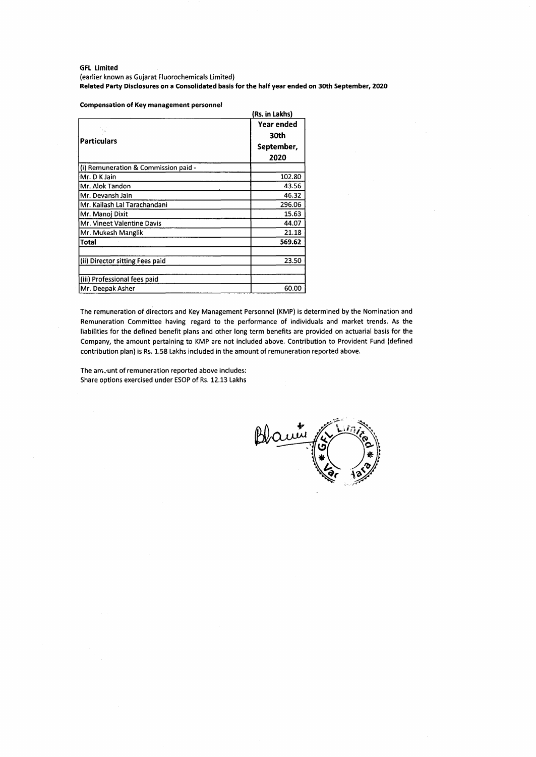**GFL Limited**

(earlier known as Gujarat Fluorochemicals Limited)

**Related Party Disclosures on a Consolidated basis for the half year ended on 30th September, 2020**

**Compensation of Key management personnel**

| Particulars | (Rs. in Lakhs) Year ended 30th September, 2020 |
|---|---|
| (i) Remuneration & Commission paid - | |
| Mr. D K Jain | 102.80 |
| Mr. Alok Tandon | 43.56 |
| Mr. Devansh Jain | 46.32 |
| Mr. Kailash Lal Tarachandani | 296.06 |
| Mr. Manoj Dixit | 15.63 |
| Mr. Vineet Valentine Davis | 44.07 |
| Mr. Mukesh Manglik | 21.18 |
| **Total** | **569.62** |
| | |
| (ii) Director sitting Fees paid | 23.50 |
| | |
| (iii) Professional fees paid | |
| Mr. Deepak Asher | 60.00 |

The remuneration of directors and Key Management Personnel (KMP) is determined by the Nomination and Remuneration Committee having regard to the performance of individuals and market trends. As the liabilities for the defined benefit plans and other long term benefits are provided on actuarial basis for the Company, the amount pertaining to KMP are not included above. Contribution to Provident Fund (defined contribution plan) is Rs. 1.58 Lakhs included in the amount of remuneration reported above.

The amount of remuneration reported above includes:
Share options exercised under ESOP of Rs. 12.13 Lakhs